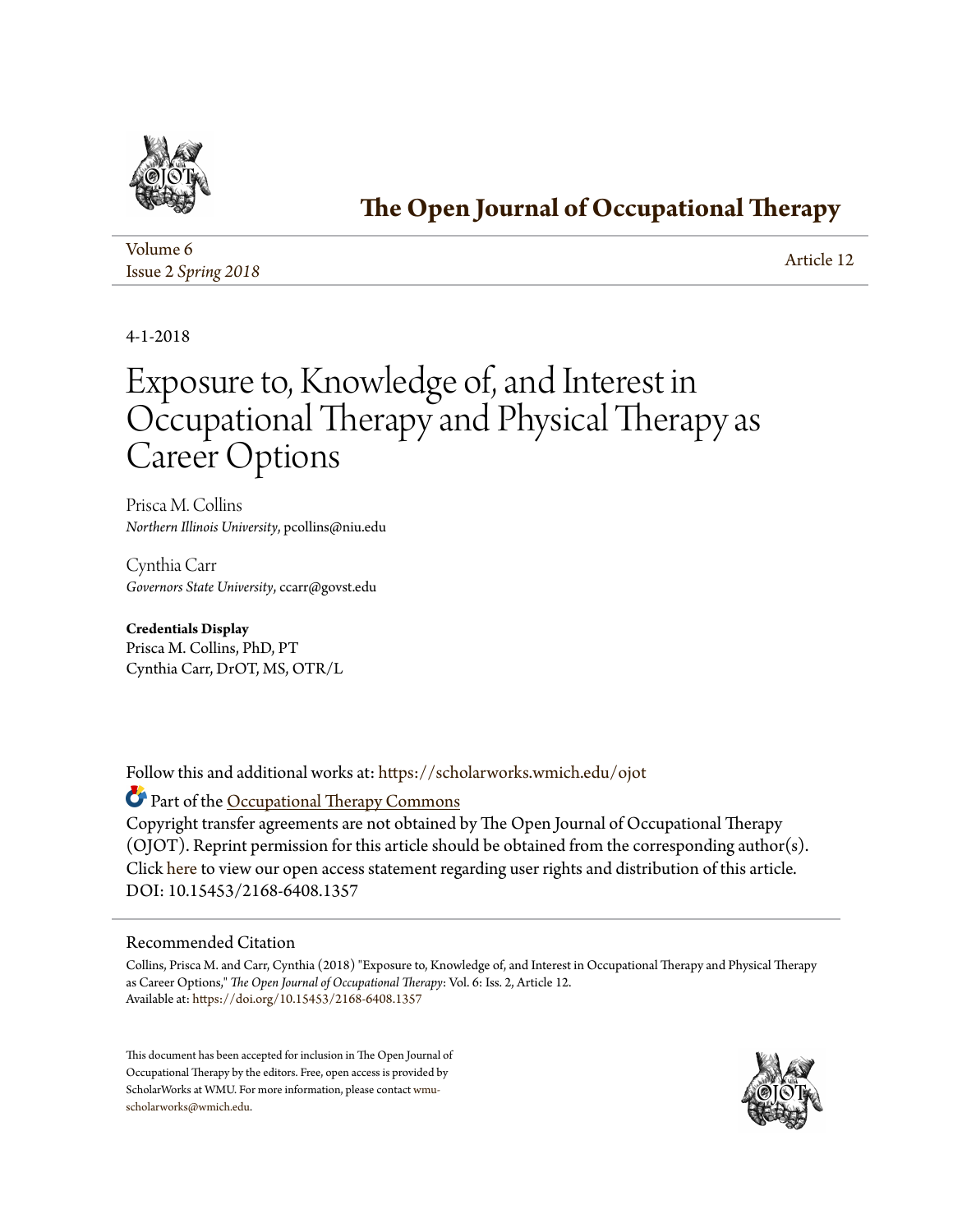# The Open Journal of Occupational Therapy

Volume 6
Issue 2 *Spring 2018*

Article 12

4-1-2018

# Exposure to, Knowledge of, and Interest in Occupational Therapy and Physical Therapy as Career Options

Prisca M. Collins
*Northern Illinois University*, pcollins@niu.edu

Cynthia Carr
*Governors State University*, ccarr@govst.edu

**Credentials Display**
Prisca M. Collins, PhD, PT
Cynthia Carr, DrOT, MS, OTR/L

Follow this and additional works at: https://scholarworks.wmich.edu/ojot

Part of the Occupational Therapy Commons

Copyright transfer agreements are not obtained by The Open Journal of Occupational Therapy (OJOT). Reprint permission for this article should be obtained from the corresponding author(s). Click here to view our open access statement regarding user rights and distribution of this article.
DOI: 10.15453/2168-6408.1357

## Recommended Citation

Collins, Prisca M. and Carr, Cynthia (2018) "Exposure to, Knowledge of, and Interest in Occupational Therapy and Physical Therapy as Career Options," *The Open Journal of Occupational Therapy*: Vol. 6: Iss. 2, Article 12.
Available at: https://doi.org/10.15453/2168-6408.1357

This document has been accepted for inclusion in The Open Journal of Occupational Therapy by the editors. Free, open access is provided by ScholarWorks at WMU. For more information, please contact wmu-scholarworks@wmich.edu.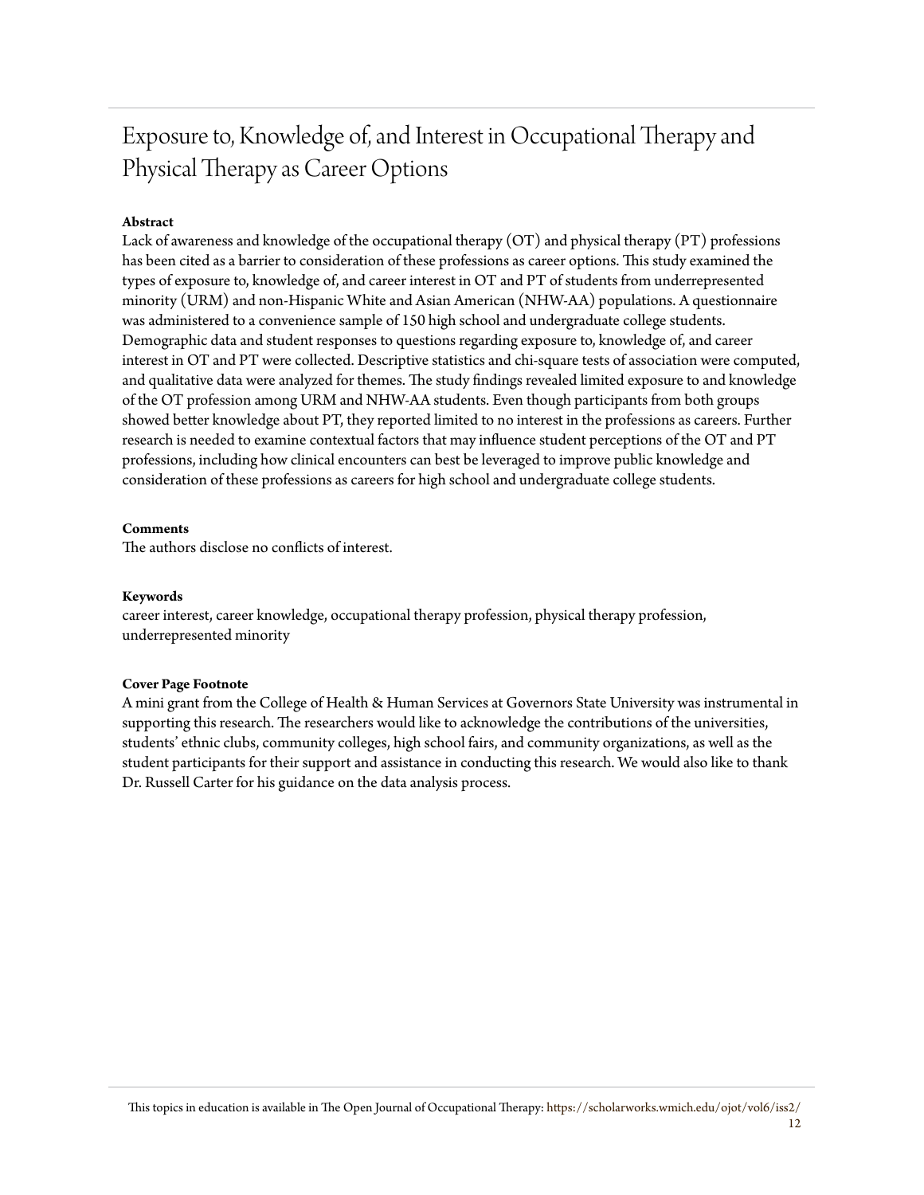# Exposure to, Knowledge of, and Interest in Occupational Therapy and Physical Therapy as Career Options

**Abstract**

Lack of awareness and knowledge of the occupational therapy (OT) and physical therapy (PT) professions has been cited as a barrier to consideration of these professions as career options. This study examined the types of exposure to, knowledge of, and career interest in OT and PT of students from underrepresented minority (URM) and non-Hispanic White and Asian American (NHW-AA) populations. A questionnaire was administered to a convenience sample of 150 high school and undergraduate college students. Demographic data and student responses to questions regarding exposure to, knowledge of, and career interest in OT and PT were collected. Descriptive statistics and chi-square tests of association were computed, and qualitative data were analyzed for themes. The study findings revealed limited exposure to and knowledge of the OT profession among URM and NHW-AA students. Even though participants from both groups showed better knowledge about PT, they reported limited to no interest in the professions as careers. Further research is needed to examine contextual factors that may influence student perceptions of the OT and PT professions, including how clinical encounters can best be leveraged to improve public knowledge and consideration of these professions as careers for high school and undergraduate college students.

**Comments**

The authors disclose no conflicts of interest.

**Keywords**

career interest, career knowledge, occupational therapy profession, physical therapy profession, underrepresented minority

**Cover Page Footnote**

A mini grant from the College of Health & Human Services at Governors State University was instrumental in supporting this research. The researchers would like to acknowledge the contributions of the universities, students' ethnic clubs, community colleges, high school fairs, and community organizations, as well as the student participants for their support and assistance in conducting this research. We would also like to thank Dr. Russell Carter for his guidance on the data analysis process.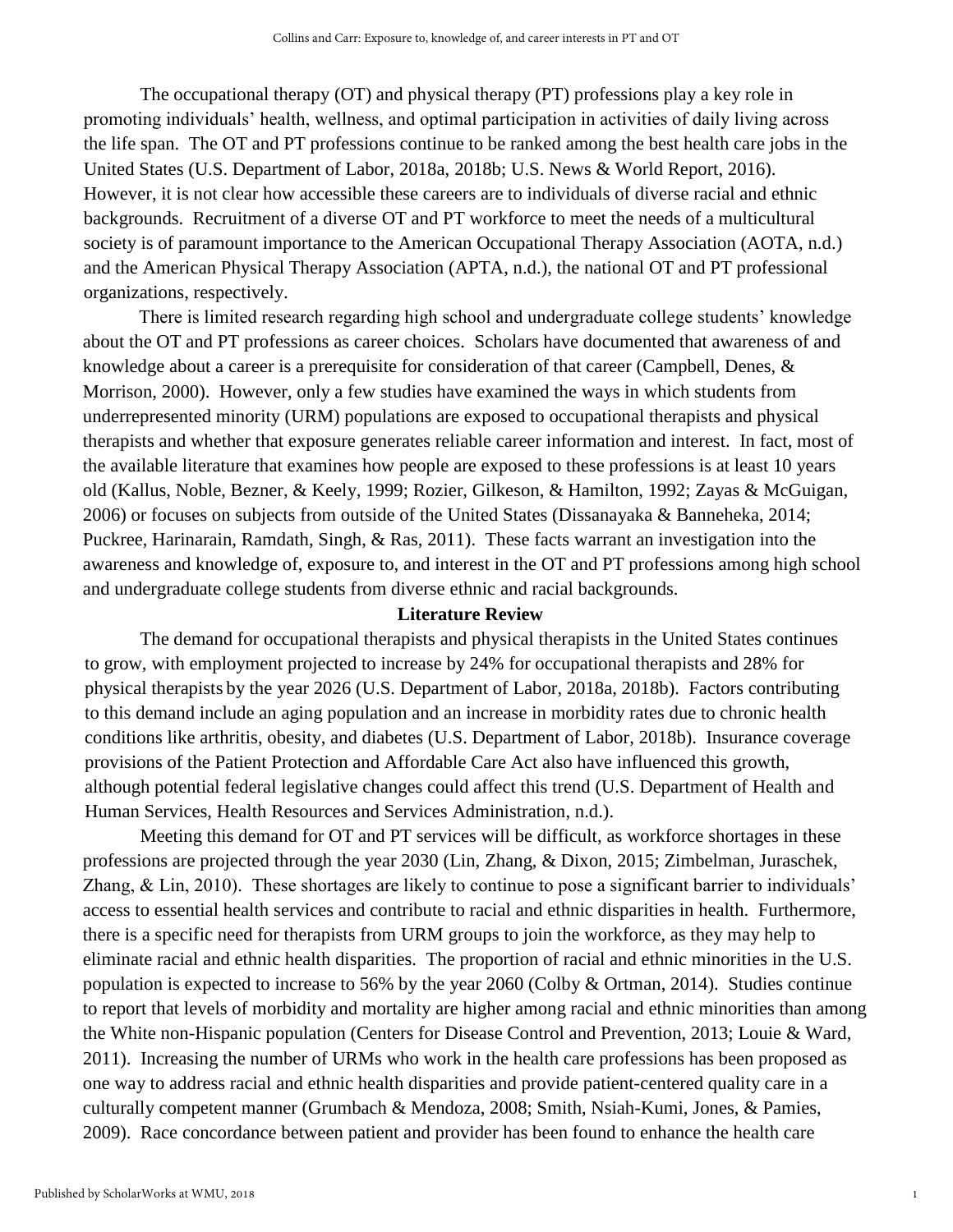The occupational therapy (OT) and physical therapy (PT) professions play a key role in promoting individuals' health, wellness, and optimal participation in activities of daily living across the life span. The OT and PT professions continue to be ranked among the best health care jobs in the United States (U.S. Department of Labor, 2018a, 2018b; U.S. News & World Report, 2016). However, it is not clear how accessible these careers are to individuals of diverse racial and ethnic backgrounds. Recruitment of a diverse OT and PT workforce to meet the needs of a multicultural society is of paramount importance to the American Occupational Therapy Association (AOTA, n.d.) and the American Physical Therapy Association (APTA, n.d.), the national OT and PT professional organizations, respectively.

There is limited research regarding high school and undergraduate college students' knowledge about the OT and PT professions as career choices. Scholars have documented that awareness of and knowledge about a career is a prerequisite for consideration of that career (Campbell, Denes, & Morrison, 2000). However, only a few studies have examined the ways in which students from underrepresented minority (URM) populations are exposed to occupational therapists and physical therapists and whether that exposure generates reliable career information and interest. In fact, most of the available literature that examines how people are exposed to these professions is at least 10 years old (Kallus, Noble, Bezner, & Keely, 1999; Rozier, Gilkeson, & Hamilton, 1992; Zayas & McGuigan, 2006) or focuses on subjects from outside of the United States (Dissanayaka & Banneheka, 2014; Puckree, Harinarain, Ramdath, Singh, & Ras, 2011). These facts warrant an investigation into the awareness and knowledge of, exposure to, and interest in the OT and PT professions among high school and undergraduate college students from diverse ethnic and racial backgrounds.

## Literature Review

The demand for occupational therapists and physical therapists in the United States continues to grow, with employment projected to increase by 24% for occupational therapists and 28% for physical therapists by the year 2026 (U.S. Department of Labor, 2018a, 2018b). Factors contributing to this demand include an aging population and an increase in morbidity rates due to chronic health conditions like arthritis, obesity, and diabetes (U.S. Department of Labor, 2018b). Insurance coverage provisions of the Patient Protection and Affordable Care Act also have influenced this growth, although potential federal legislative changes could affect this trend (U.S. Department of Health and Human Services, Health Resources and Services Administration, n.d.).

Meeting this demand for OT and PT services will be difficult, as workforce shortages in these professions are projected through the year 2030 (Lin, Zhang, & Dixon, 2015; Zimbelman, Juraschek, Zhang, & Lin, 2010). These shortages are likely to continue to pose a significant barrier to individuals' access to essential health services and contribute to racial and ethnic disparities in health. Furthermore, there is a specific need for therapists from URM groups to join the workforce, as they may help to eliminate racial and ethnic health disparities. The proportion of racial and ethnic minorities in the U.S. population is expected to increase to 56% by the year 2060 (Colby & Ortman, 2014). Studies continue to report that levels of morbidity and mortality are higher among racial and ethnic minorities than among the White non-Hispanic population (Centers for Disease Control and Prevention, 2013; Louie & Ward, 2011). Increasing the number of URMs who work in the health care professions has been proposed as one way to address racial and ethnic health disparities and provide patient-centered quality care in a culturally competent manner (Grumbach & Mendoza, 2008; Smith, Nsiah-Kumi, Jones, & Pamies, 2009). Race concordance between patient and provider has been found to enhance the health care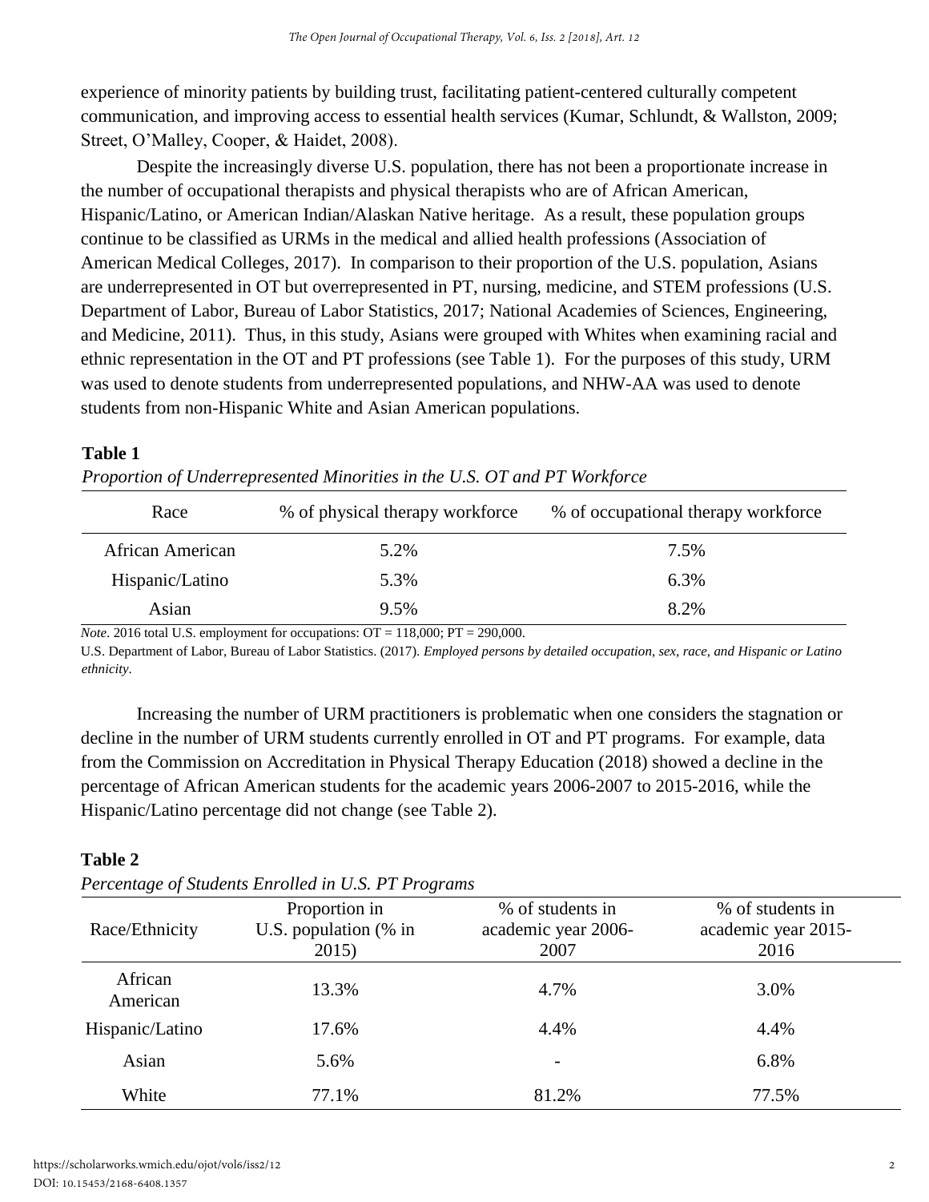experience of minority patients by building trust, facilitating patient-centered culturally competent communication, and improving access to essential health services (Kumar, Schlundt, & Wallston, 2009; Street, O'Malley, Cooper, & Haidet, 2008).

Despite the increasingly diverse U.S. population, there has not been a proportionate increase in the number of occupational therapists and physical therapists who are of African American, Hispanic/Latino, or American Indian/Alaskan Native heritage. As a result, these population groups continue to be classified as URMs in the medical and allied health professions (Association of American Medical Colleges, 2017). In comparison to their proportion of the U.S. population, Asians are underrepresented in OT but overrepresented in PT, nursing, medicine, and STEM professions (U.S. Department of Labor, Bureau of Labor Statistics, 2017; National Academies of Sciences, Engineering, and Medicine, 2011). Thus, in this study, Asians were grouped with Whites when examining racial and ethnic representation in the OT and PT professions (see Table 1). For the purposes of this study, URM was used to denote students from underrepresented populations, and NHW-AA was used to denote students from non-Hispanic White and Asian American populations.

**Table 1**

*Proportion of Underrepresented Minorities in the U.S. OT and PT Workforce*

| Race | % of physical therapy workforce | % of occupational therapy workforce |
|---|---|---|
| African American | 5.2% | 7.5% |
| Hispanic/Latino | 5.3% | 6.3% |
| Asian | 9.5% | 8.2% |

*Note*. 2016 total U.S. employment for occupations: OT = 118,000; PT = 290,000.
U.S. Department of Labor, Bureau of Labor Statistics. (2017). *Employed persons by detailed occupation, sex, race, and Hispanic or Latino ethnicity*.

Increasing the number of URM practitioners is problematic when one considers the stagnation or decline in the number of URM students currently enrolled in OT and PT programs. For example, data from the Commission on Accreditation in Physical Therapy Education (2018) showed a decline in the percentage of African American students for the academic years 2006-2007 to 2015-2016, while the Hispanic/Latino percentage did not change (see Table 2).

**Table 2**

*Percentage of Students Enrolled in U.S. PT Programs*

| Race/Ethnicity | Proportion in U.S. population (% in 2015) | % of students in academic year 2006-2007 | % of students in academic year 2015-2016 |
|---|---|---|---|
| African American | 13.3% | 4.7% | 3.0% |
| Hispanic/Latino | 17.6% | 4.4% | 4.4% |
| Asian | 5.6% | - | 6.8% |
| White | 77.1% | 81.2% | 77.5% |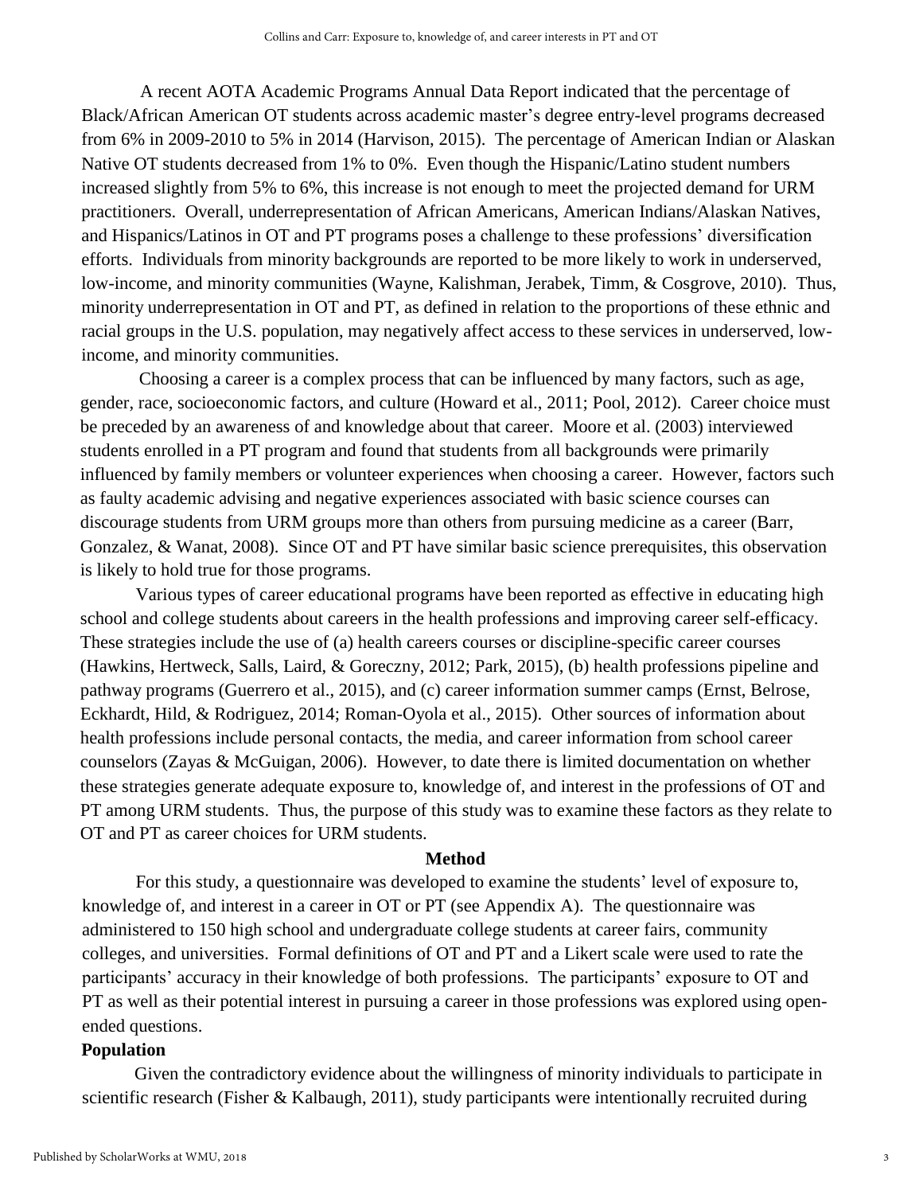A recent AOTA Academic Programs Annual Data Report indicated that the percentage of Black/African American OT students across academic master's degree entry-level programs decreased from 6% in 2009-2010 to 5% in 2014 (Harvison, 2015). The percentage of American Indian or Alaskan Native OT students decreased from 1% to 0%. Even though the Hispanic/Latino student numbers increased slightly from 5% to 6%, this increase is not enough to meet the projected demand for URM practitioners. Overall, underrepresentation of African Americans, American Indians/Alaskan Natives, and Hispanics/Latinos in OT and PT programs poses a challenge to these professions' diversification efforts. Individuals from minority backgrounds are reported to be more likely to work in underserved, low-income, and minority communities (Wayne, Kalishman, Jerabek, Timm, & Cosgrove, 2010). Thus, minority underrepresentation in OT and PT, as defined in relation to the proportions of these ethnic and racial groups in the U.S. population, may negatively affect access to these services in underserved, low-income, and minority communities.

Choosing a career is a complex process that can be influenced by many factors, such as age, gender, race, socioeconomic factors, and culture (Howard et al., 2011; Pool, 2012). Career choice must be preceded by an awareness of and knowledge about that career. Moore et al. (2003) interviewed students enrolled in a PT program and found that students from all backgrounds were primarily influenced by family members or volunteer experiences when choosing a career. However, factors such as faulty academic advising and negative experiences associated with basic science courses can discourage students from URM groups more than others from pursuing medicine as a career (Barr, Gonzalez, & Wanat, 2008). Since OT and PT have similar basic science prerequisites, this observation is likely to hold true for those programs.

Various types of career educational programs have been reported as effective in educating high school and college students about careers in the health professions and improving career self-efficacy. These strategies include the use of (a) health careers courses or discipline-specific career courses (Hawkins, Hertweck, Salls, Laird, & Goreczny, 2012; Park, 2015), (b) health professions pipeline and pathway programs (Guerrero et al., 2015), and (c) career information summer camps (Ernst, Belrose, Eckhardt, Hild, & Rodriguez, 2014; Roman-Oyola et al., 2015). Other sources of information about health professions include personal contacts, the media, and career information from school career counselors (Zayas & McGuigan, 2006). However, to date there is limited documentation on whether these strategies generate adequate exposure to, knowledge of, and interest in the professions of OT and PT among URM students. Thus, the purpose of this study was to examine these factors as they relate to OT and PT as career choices for URM students.

## Method

For this study, a questionnaire was developed to examine the students' level of exposure to, knowledge of, and interest in a career in OT or PT (see Appendix A). The questionnaire was administered to 150 high school and undergraduate college students at career fairs, community colleges, and universities. Formal definitions of OT and PT and a Likert scale were used to rate the participants' accuracy in their knowledge of both professions. The participants' exposure to OT and PT as well as their potential interest in pursuing a career in those professions was explored using open-ended questions.

### Population

Given the contradictory evidence about the willingness of minority individuals to participate in scientific research (Fisher & Kalbaugh, 2011), study participants were intentionally recruited during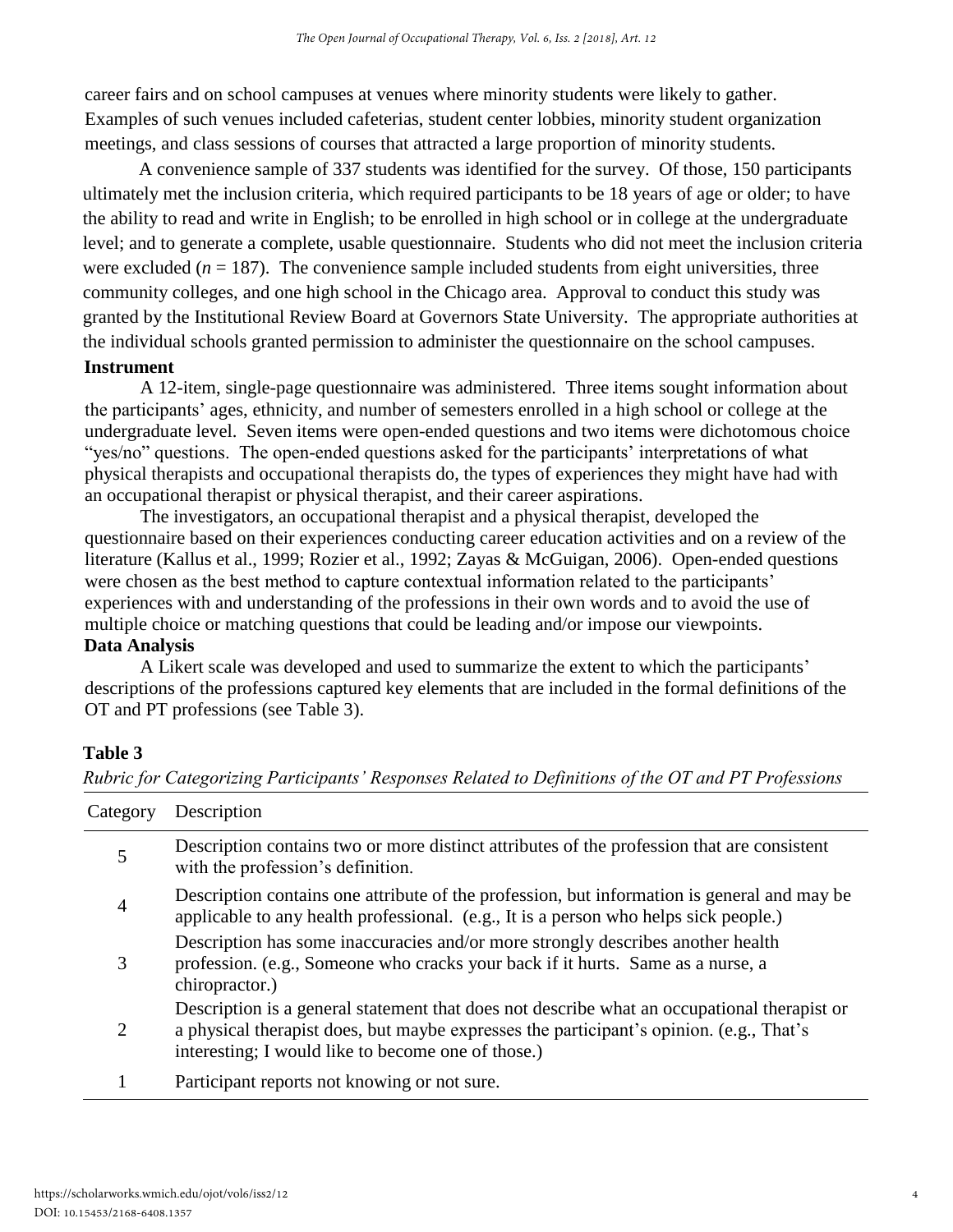career fairs and on school campuses at venues where minority students were likely to gather. Examples of such venues included cafeterias, student center lobbies, minority student organization meetings, and class sessions of courses that attracted a large proportion of minority students.

A convenience sample of 337 students was identified for the survey. Of those, 150 participants ultimately met the inclusion criteria, which required participants to be 18 years of age or older; to have the ability to read and write in English; to be enrolled in high school or in college at the undergraduate level; and to generate a complete, usable questionnaire. Students who did not meet the inclusion criteria were excluded ($n$ = 187). The convenience sample included students from eight universities, three community colleges, and one high school in the Chicago area. Approval to conduct this study was granted by the Institutional Review Board at Governors State University. The appropriate authorities at the individual schools granted permission to administer the questionnaire on the school campuses.

### Instrument

A 12-item, single-page questionnaire was administered. Three items sought information about the participants' ages, ethnicity, and number of semesters enrolled in a high school or college at the undergraduate level. Seven items were open-ended questions and two items were dichotomous choice "yes/no" questions. The open-ended questions asked for the participants' interpretations of what physical therapists and occupational therapists do, the types of experiences they might have had with an occupational therapist or physical therapist, and their career aspirations.

The investigators, an occupational therapist and a physical therapist, developed the questionnaire based on their experiences conducting career education activities and on a review of the literature (Kallus et al., 1999; Rozier et al., 1992; Zayas & McGuigan, 2006). Open-ended questions were chosen as the best method to capture contextual information related to the participants' experiences with and understanding of the professions in their own words and to avoid the use of multiple choice or matching questions that could be leading and/or impose our viewpoints.

### Data Analysis

A Likert scale was developed and used to summarize the extent to which the participants' descriptions of the professions captured key elements that are included in the formal definitions of the OT and PT professions (see Table 3).

**Table 3**

*Rubric for Categorizing Participants' Responses Related to Definitions of the OT and PT Professions*

| Category | Description |
|---|---|
| 5 | Description contains two or more distinct attributes of the profession that are consistent with the profession's definition. |
| 4 | Description contains one attribute of the profession, but information is general and may be applicable to any health professional. (e.g., It is a person who helps sick people.) |
| 3 | Description has some inaccuracies and/or more strongly describes another health profession. (e.g., Someone who cracks your back if it hurts. Same as a nurse, a chiropractor.) |
| 2 | Description is a general statement that does not describe what an occupational therapist or a physical therapist does, but maybe expresses the participant's opinion. (e.g., That's interesting; I would like to become one of those.) |
| 1 | Participant reports not knowing or not sure. |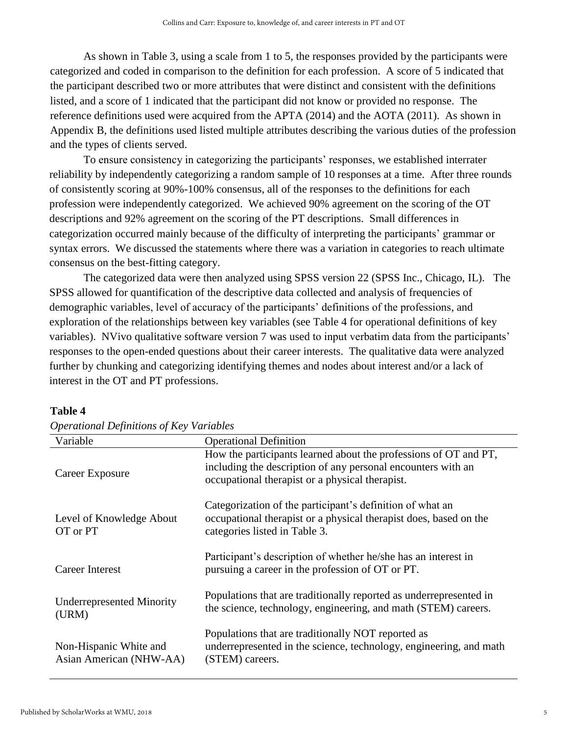As shown in Table 3, using a scale from 1 to 5, the responses provided by the participants were categorized and coded in comparison to the definition for each profession. A score of 5 indicated that the participant described two or more attributes that were distinct and consistent with the definitions listed, and a score of 1 indicated that the participant did not know or provided no response. The reference definitions used were acquired from the APTA (2014) and the AOTA (2011). As shown in Appendix B, the definitions used listed multiple attributes describing the various duties of the profession and the types of clients served.

To ensure consistency in categorizing the participants' responses, we established interrater reliability by independently categorizing a random sample of 10 responses at a time. After three rounds of consistently scoring at 90%-100% consensus, all of the responses to the definitions for each profession were independently categorized. We achieved 90% agreement on the scoring of the OT descriptions and 92% agreement on the scoring of the PT descriptions. Small differences in categorization occurred mainly because of the difficulty of interpreting the participants' grammar or syntax errors. We discussed the statements where there was a variation in categories to reach ultimate consensus on the best-fitting category.

The categorized data were then analyzed using SPSS version 22 (SPSS Inc., Chicago, IL). The SPSS allowed for quantification of the descriptive data collected and analysis of frequencies of demographic variables, level of accuracy of the participants' definitions of the professions, and exploration of the relationships between key variables (see Table 4 for operational definitions of key variables). NVivo qualitative software version 7 was used to input verbatim data from the participants' responses to the open-ended questions about their career interests. The qualitative data were analyzed further by chunking and categorizing identifying themes and nodes about interest and/or a lack of interest in the OT and PT professions.

**Table 4**

*Operational Definitions of Key Variables*

| Variable | Operational Definition |
|---|---|
| Career Exposure | How the participants learned about the professions of OT and PT, including the description of any personal encounters with an occupational therapist or a physical therapist. |
| Level of Knowledge About OT or PT | Categorization of the participant's definition of what an occupational therapist or a physical therapist does, based on the categories listed in Table 3. |
| Career Interest | Participant's description of whether he/she has an interest in pursuing a career in the profession of OT or PT. |
| Underrepresented Minority (URM) | Populations that are traditionally reported as underrepresented in the science, technology, engineering, and math (STEM) careers. |
| Non-Hispanic White and Asian American (NHW-AA) | Populations that are traditionally NOT reported as underrepresented in the science, technology, engineering, and math (STEM) careers. |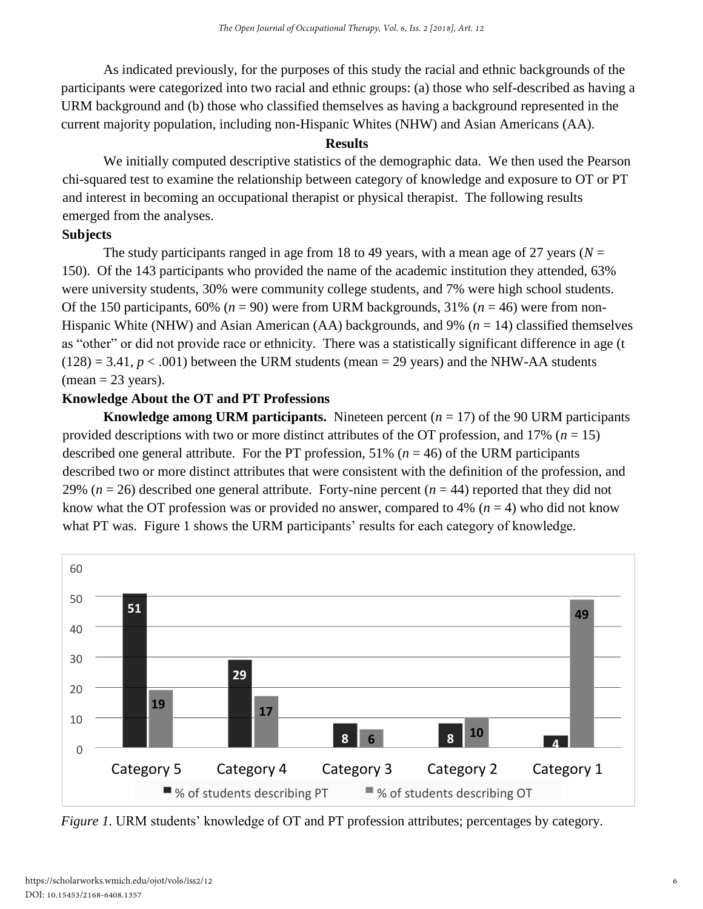As indicated previously, for the purposes of this study the racial and ethnic backgrounds of the participants were categorized into two racial and ethnic groups: (a) those who self-described as having a URM background and (b) those who classified themselves as having a background represented in the current majority population, including non-Hispanic Whites (NHW) and Asian Americans (AA).

## Results

We initially computed descriptive statistics of the demographic data. We then used the Pearson chi-squared test to examine the relationship between category of knowledge and exposure to OT or PT and interest in becoming an occupational therapist or physical therapist. The following results emerged from the analyses.

### Subjects

The study participants ranged in age from 18 to 49 years, with a mean age of 27 years ($N$ = 150). Of the 143 participants who provided the name of the academic institution they attended, 63% were university students, 30% were community college students, and 7% were high school students. Of the 150 participants, 60% ($n$ = 90) were from URM backgrounds, 31% ($n$ = 46) were from non-Hispanic White (NHW) and Asian American (AA) backgrounds, and 9% ($n$ = 14) classified themselves as "other" or did not provide race or ethnicity. There was a statistically significant difference in age ($t(128) = 3.41$, $p < .001$) between the URM students (mean = 29 years) and the NHW-AA students (mean = 23 years).

### Knowledge About the OT and PT Professions

**Knowledge among URM participants.** Nineteen percent ($n$ = 17) of the 90 URM participants provided descriptions with two or more distinct attributes of the OT profession, and 17% ($n$ = 15) described one general attribute. For the PT profession, 51% ($n$ = 46) of the URM participants described two or more distinct attributes that were consistent with the definition of the profession, and 29% ($n$ = 26) described one general attribute. Forty-nine percent ($n$ = 44) reported that they did not know what the OT profession was or provided no answer, compared to 4% ($n$ = 4) who did not know what PT was. Figure 1 shows the URM participants' results for each category of knowledge.

| | Category 5 | Category 4 | Category 3 | Category 2 | Category 1 |
|---|---|---|---|---|---|
| % of students describing PT | 51 | 29 | 8 | 8 | 4 |
| % of students describing OT | 19 | 17 | 6 | 10 | 49 |

*Figure 1.* URM students' knowledge of OT and PT profession attributes; percentages by category.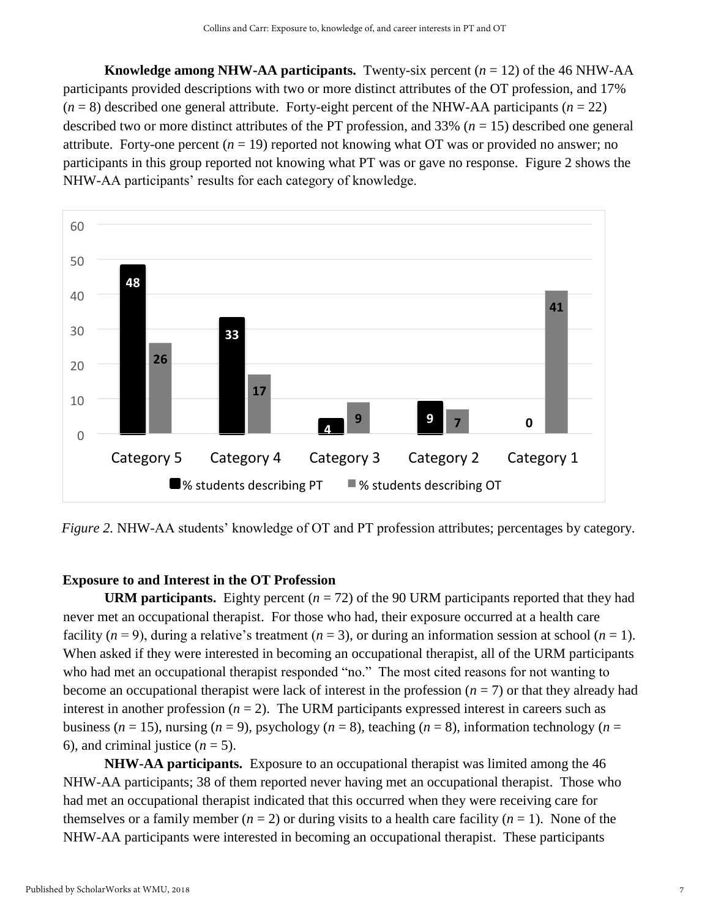**Knowledge among NHW-AA participants.** Twenty-six percent (*n* = 12) of the 46 NHW-AA participants provided descriptions with two or more distinct attributes of the OT profession, and 17% (*n* = 8) described one general attribute. Forty-eight percent of the NHW-AA participants (*n* = 22) described two or more distinct attributes of the PT profession, and 33% (*n* = 15) described one general attribute. Forty-one percent (*n* = 19) reported not knowing what OT was or provided no answer; no participants in this group reported not knowing what PT was or gave no response. Figure 2 shows the NHW-AA participants' results for each category of knowledge.

| | Category 5 | Category 4 | Category 3 | Category 2 | Category 1 |
|---|---|---|---|---|---|
| % students describing PT | 48 | 33 | 4 | 9 | 0 |
| % students describing OT | 26 | 17 | 9 | 7 | 41 |

*Figure 2.* NHW-AA students' knowledge of OT and PT profession attributes; percentages by category.

## Exposure to and Interest in the OT Profession

**URM participants.** Eighty percent (*n* = 72) of the 90 URM participants reported that they had never met an occupational therapist. For those who had, their exposure occurred at a health care facility (*n* = 9), during a relative's treatment (*n* = 3), or during an information session at school (*n* = 1). When asked if they were interested in becoming an occupational therapist, all of the URM participants who had met an occupational therapist responded "no." The most cited reasons for not wanting to become an occupational therapist were lack of interest in the profession (*n* = 7) or that they already had interest in another profession (*n* = 2). The URM participants expressed interest in careers such as business (*n* = 15), nursing (*n* = 9), psychology (*n* = 8), teaching (*n* = 8), information technology (*n* = 6), and criminal justice (*n* = 5).

**NHW-AA participants.** Exposure to an occupational therapist was limited among the 46 NHW-AA participants; 38 of them reported never having met an occupational therapist. Those who had met an occupational therapist indicated that this occurred when they were receiving care for themselves or a family member (*n* = 2) or during visits to a health care facility (*n* = 1). None of the NHW-AA participants were interested in becoming an occupational therapist. These participants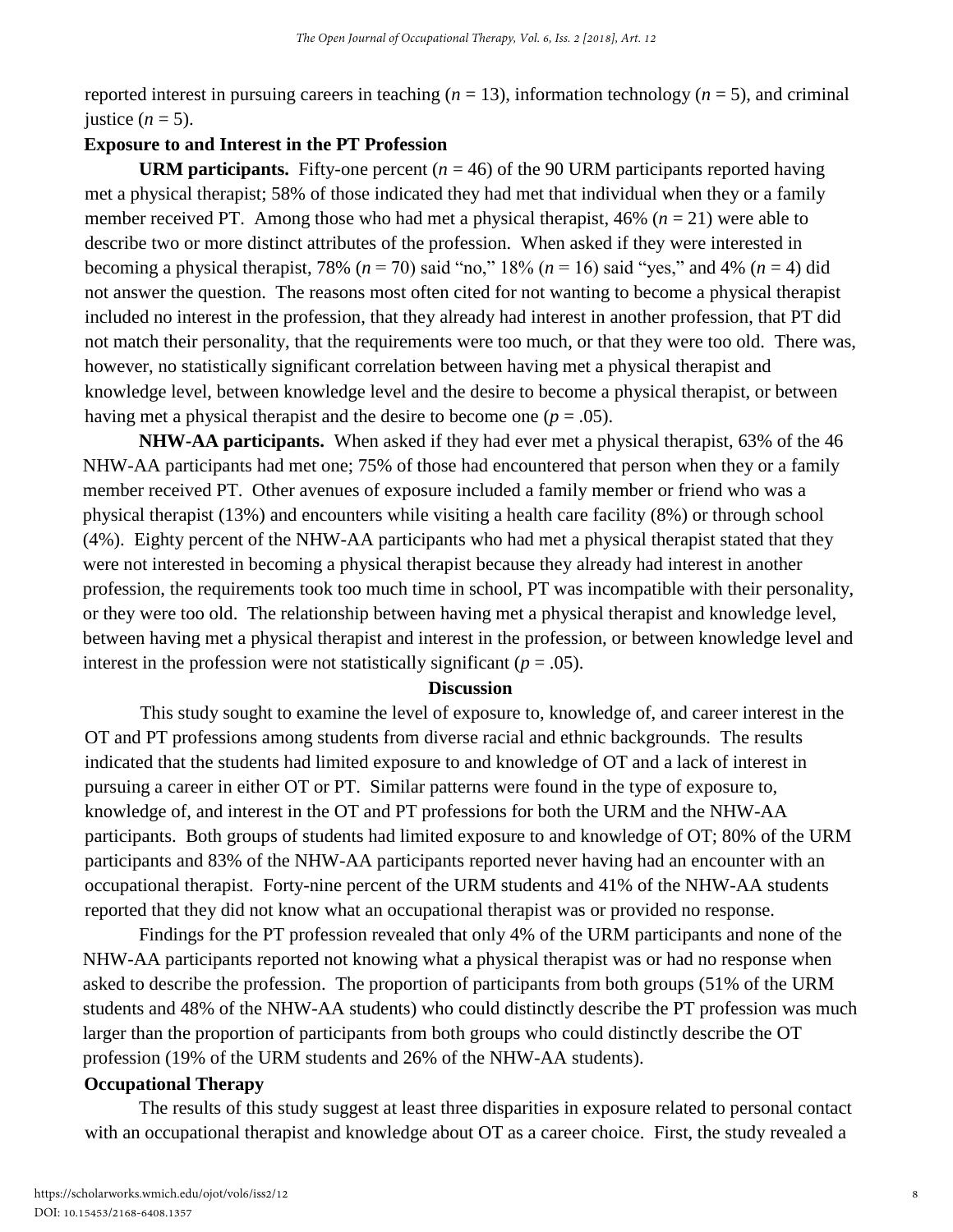reported interest in pursuing careers in teaching (*n* = 13), information technology (*n* = 5), and criminal justice (*n* = 5).

### Exposure to and Interest in the PT Profession

**URM participants.** Fifty-one percent (*n* = 46) of the 90 URM participants reported having met a physical therapist; 58% of those indicated they had met that individual when they or a family member received PT. Among those who had met a physical therapist, 46% (*n* = 21) were able to describe two or more distinct attributes of the profession. When asked if they were interested in becoming a physical therapist, 78% (*n* = 70) said "no," 18% (*n* = 16) said "yes," and 4% (*n* = 4) did not answer the question. The reasons most often cited for not wanting to become a physical therapist included no interest in the profession, that they already had interest in another profession, that PT did not match their personality, that the requirements were too much, or that they were too old. There was, however, no statistically significant correlation between having met a physical therapist and knowledge level, between knowledge level and the desire to become a physical therapist, or between having met a physical therapist and the desire to become one ($p = .05$).

**NHW-AA participants.** When asked if they had ever met a physical therapist, 63% of the 46 NHW-AA participants had met one; 75% of those had encountered that person when they or a family member received PT. Other avenues of exposure included a family member or friend who was a physical therapist (13%) and encounters while visiting a health care facility (8%) or through school (4%). Eighty percent of the NHW-AA participants who had met a physical therapist stated that they were not interested in becoming a physical therapist because they already had interest in another profession, the requirements took too much time in school, PT was incompatible with their personality, or they were too old. The relationship between having met a physical therapist and knowledge level, between having met a physical therapist and interest in the profession, or between knowledge level and interest in the profession were not statistically significant ($p = .05$).

## Discussion

This study sought to examine the level of exposure to, knowledge of, and career interest in the OT and PT professions among students from diverse racial and ethnic backgrounds. The results indicated that the students had limited exposure to and knowledge of OT and a lack of interest in pursuing a career in either OT or PT. Similar patterns were found in the type of exposure to, knowledge of, and interest in the OT and PT professions for both the URM and the NHW-AA participants. Both groups of students had limited exposure to and knowledge of OT; 80% of the URM participants and 83% of the NHW-AA participants reported never having had an encounter with an occupational therapist. Forty-nine percent of the URM students and 41% of the NHW-AA students reported that they did not know what an occupational therapist was or provided no response.

Findings for the PT profession revealed that only 4% of the URM participants and none of the NHW-AA participants reported not knowing what a physical therapist was or had no response when asked to describe the profession. The proportion of participants from both groups (51% of the URM students and 48% of the NHW-AA students) who could distinctly describe the PT profession was much larger than the proportion of participants from both groups who could distinctly describe the OT profession (19% of the URM students and 26% of the NHW-AA students).

### Occupational Therapy

The results of this study suggest at least three disparities in exposure related to personal contact with an occupational therapist and knowledge about OT as a career choice. First, the study revealed a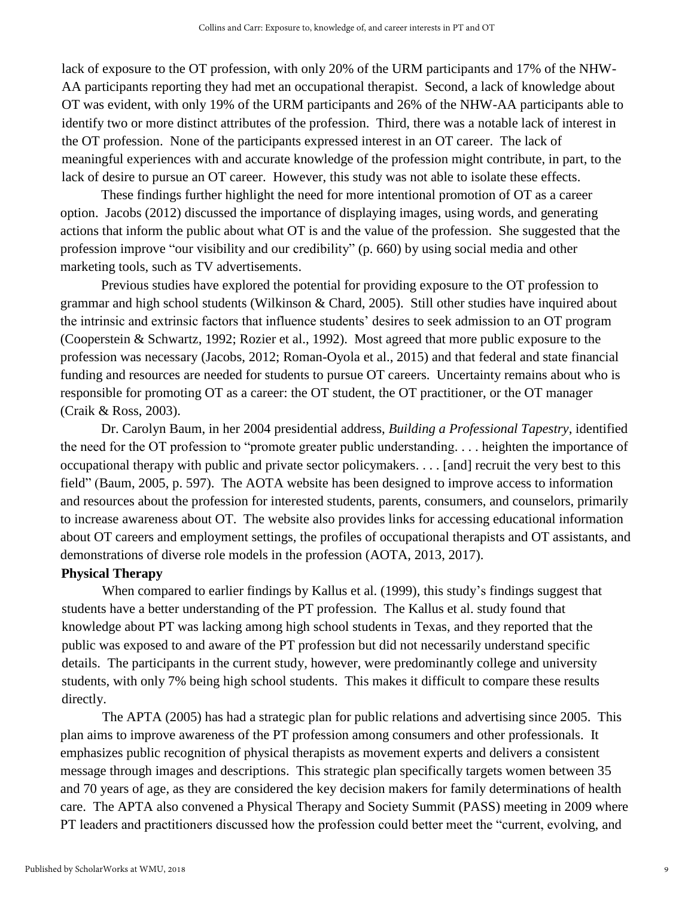lack of exposure to the OT profession, with only 20% of the URM participants and 17% of the NHW-AA participants reporting they had met an occupational therapist. Second, a lack of knowledge about OT was evident, with only 19% of the URM participants and 26% of the NHW-AA participants able to identify two or more distinct attributes of the profession. Third, there was a notable lack of interest in the OT profession. None of the participants expressed interest in an OT career. The lack of meaningful experiences with and accurate knowledge of the profession might contribute, in part, to the lack of desire to pursue an OT career. However, this study was not able to isolate these effects.

These findings further highlight the need for more intentional promotion of OT as a career option. Jacobs (2012) discussed the importance of displaying images, using words, and generating actions that inform the public about what OT is and the value of the profession. She suggested that the profession improve "our visibility and our credibility" (p. 660) by using social media and other marketing tools, such as TV advertisements.

Previous studies have explored the potential for providing exposure to the OT profession to grammar and high school students (Wilkinson & Chard, 2005). Still other studies have inquired about the intrinsic and extrinsic factors that influence students' desires to seek admission to an OT program (Cooperstein & Schwartz, 1992; Rozier et al., 1992). Most agreed that more public exposure to the profession was necessary (Jacobs, 2012; Roman-Oyola et al., 2015) and that federal and state financial funding and resources are needed for students to pursue OT careers. Uncertainty remains about who is responsible for promoting OT as a career: the OT student, the OT practitioner, or the OT manager (Craik & Ross, 2003).

Dr. Carolyn Baum, in her 2004 presidential address, *Building a Professional Tapestry*, identified the need for the OT profession to "promote greater public understanding. . . . heighten the importance of occupational therapy with public and private sector policymakers. . . . [and] recruit the very best to this field" (Baum, 2005, p. 597). The AOTA website has been designed to improve access to information and resources about the profession for interested students, parents, consumers, and counselors, primarily to increase awareness about OT. The website also provides links for accessing educational information about OT careers and employment settings, the profiles of occupational therapists and OT assistants, and demonstrations of diverse role models in the profession (AOTA, 2013, 2017).

**Physical Therapy**

When compared to earlier findings by Kallus et al. (1999), this study's findings suggest that students have a better understanding of the PT profession. The Kallus et al. study found that knowledge about PT was lacking among high school students in Texas, and they reported that the public was exposed to and aware of the PT profession but did not necessarily understand specific details. The participants in the current study, however, were predominantly college and university students, with only 7% being high school students. This makes it difficult to compare these results directly.

The APTA (2005) has had a strategic plan for public relations and advertising since 2005. This plan aims to improve awareness of the PT profession among consumers and other professionals. It emphasizes public recognition of physical therapists as movement experts and delivers a consistent message through images and descriptions. This strategic plan specifically targets women between 35 and 70 years of age, as they are considered the key decision makers for family determinations of health care. The APTA also convened a Physical Therapy and Society Summit (PASS) meeting in 2009 where PT leaders and practitioners discussed how the profession could better meet the "current, evolving, and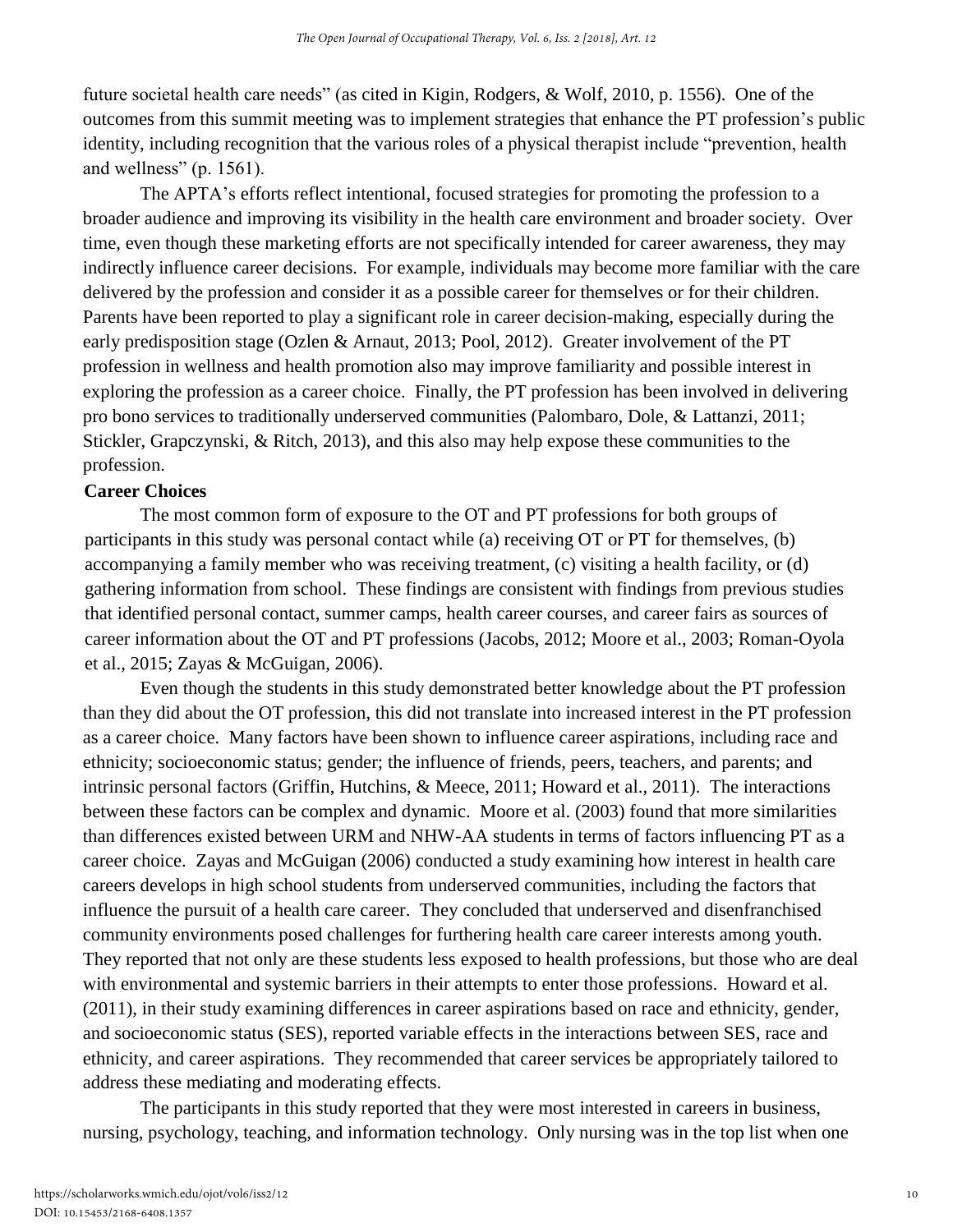future societal health care needs" (as cited in Kigin, Rodgers, & Wolf, 2010, p. 1556). One of the outcomes from this summit meeting was to implement strategies that enhance the PT profession's public identity, including recognition that the various roles of a physical therapist include "prevention, health and wellness" (p. 1561).

The APTA's efforts reflect intentional, focused strategies for promoting the profession to a broader audience and improving its visibility in the health care environment and broader society. Over time, even though these marketing efforts are not specifically intended for career awareness, they may indirectly influence career decisions. For example, individuals may become more familiar with the care delivered by the profession and consider it as a possible career for themselves or for their children. Parents have been reported to play a significant role in career decision-making, especially during the early predisposition stage (Ozlen & Arnaut, 2013; Pool, 2012). Greater involvement of the PT profession in wellness and health promotion also may improve familiarity and possible interest in exploring the profession as a career choice. Finally, the PT profession has been involved in delivering pro bono services to traditionally underserved communities (Palombaro, Dole, & Lattanzi, 2011; Stickler, Grapczynski, & Ritch, 2013), and this also may help expose these communities to the profession.

**Career Choices**

The most common form of exposure to the OT and PT professions for both groups of participants in this study was personal contact while (a) receiving OT or PT for themselves, (b) accompanying a family member who was receiving treatment, (c) visiting a health facility, or (d) gathering information from school. These findings are consistent with findings from previous studies that identified personal contact, summer camps, health career courses, and career fairs as sources of career information about the OT and PT professions (Jacobs, 2012; Moore et al., 2003; Roman-Oyola et al., 2015; Zayas & McGuigan, 2006).

Even though the students in this study demonstrated better knowledge about the PT profession than they did about the OT profession, this did not translate into increased interest in the PT profession as a career choice. Many factors have been shown to influence career aspirations, including race and ethnicity; socioeconomic status; gender; the influence of friends, peers, teachers, and parents; and intrinsic personal factors (Griffin, Hutchins, & Meece, 2011; Howard et al., 2011). The interactions between these factors can be complex and dynamic. Moore et al. (2003) found that more similarities than differences existed between URM and NHW-AA students in terms of factors influencing PT as a career choice. Zayas and McGuigan (2006) conducted a study examining how interest in health care careers develops in high school students from underserved communities, including the factors that influence the pursuit of a health care career. They concluded that underserved and disenfranchised community environments posed challenges for furthering health care career interests among youth. They reported that not only are these students less exposed to health professions, but those who are deal with environmental and systemic barriers in their attempts to enter those professions. Howard et al. (2011), in their study examining differences in career aspirations based on race and ethnicity, gender, and socioeconomic status (SES), reported variable effects in the interactions between SES, race and ethnicity, and career aspirations. They recommended that career services be appropriately tailored to address these mediating and moderating effects.

The participants in this study reported that they were most interested in careers in business, nursing, psychology, teaching, and information technology. Only nursing was in the top list when one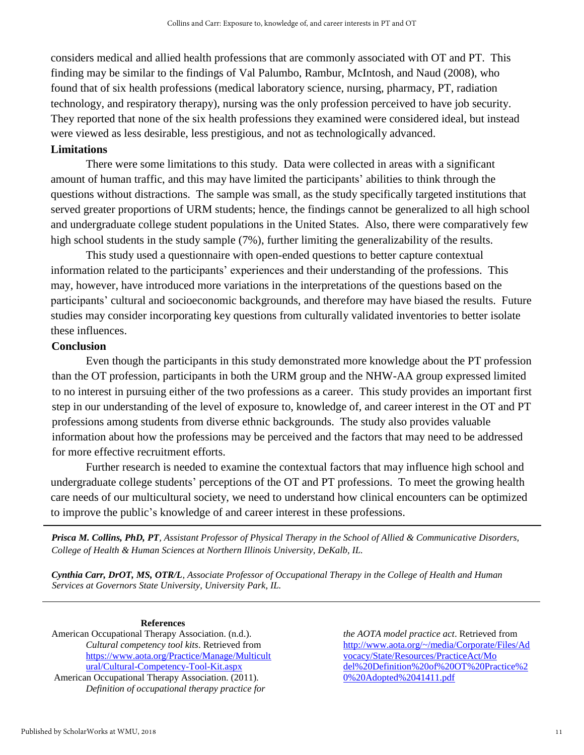considers medical and allied health professions that are commonly associated with OT and PT. This finding may be similar to the findings of Val Palumbo, Rambur, McIntosh, and Naud (2008), who found that of six health professions (medical laboratory science, nursing, pharmacy, PT, radiation technology, and respiratory therapy), nursing was the only profession perceived to have job security. They reported that none of the six health professions they examined were considered ideal, but instead were viewed as less desirable, less prestigious, and not as technologically advanced.

## Limitations

There were some limitations to this study. Data were collected in areas with a significant amount of human traffic, and this may have limited the participants' abilities to think through the questions without distractions. The sample was small, as the study specifically targeted institutions that served greater proportions of URM students; hence, the findings cannot be generalized to all high school and undergraduate college student populations in the United States. Also, there were comparatively few high school students in the study sample (7%), further limiting the generalizability of the results.

This study used a questionnaire with open-ended questions to better capture contextual information related to the participants' experiences and their understanding of the professions. This may, however, have introduced more variations in the interpretations of the questions based on the participants' cultural and socioeconomic backgrounds, and therefore may have biased the results. Future studies may consider incorporating key questions from culturally validated inventories to better isolate these influences.

## Conclusion

Even though the participants in this study demonstrated more knowledge about the PT profession than the OT profession, participants in both the URM group and the NHW-AA group expressed limited to no interest in pursuing either of the two professions as a career. This study provides an important first step in our understanding of the level of exposure to, knowledge of, and career interest in the OT and PT professions among students from diverse ethnic backgrounds. The study also provides valuable information about how the professions may be perceived and the factors that may need to be addressed for more effective recruitment efforts.

Further research is needed to examine the contextual factors that may influence high school and undergraduate college students' perceptions of the OT and PT professions. To meet the growing health care needs of our multicultural society, we need to understand how clinical encounters can be optimized to improve the public's knowledge of and career interest in these professions.

---

***Prisca M. Collins, PhD, PT****, Assistant Professor of Physical Therapy in the School of Allied & Communicative Disorders, College of Health & Human Sciences at Northern Illinois University, DeKalb, IL.*

***Cynthia Carr, DrOT, MS, OTR/L****, Associate Professor of Occupational Therapy in the College of Health and Human Services at Governors State University, University Park, IL.*

---

### References

American Occupational Therapy Association. (n.d.). *Cultural competency tool kits*. Retrieved from https://www.aota.org/Practice/Manage/Multicultural/Cultural-Competency-Tool-Kit.aspx

American Occupational Therapy Association. (2011). *Definition of occupational therapy practice for the AOTA model practice act*. Retrieved from http://www.aota.org/~/media/Corporate/Files/Advocacy/State/Resources/PracticeAct/Model%20Definition%20of%20OT%20Practice%20%20Adopted%2041411.pdf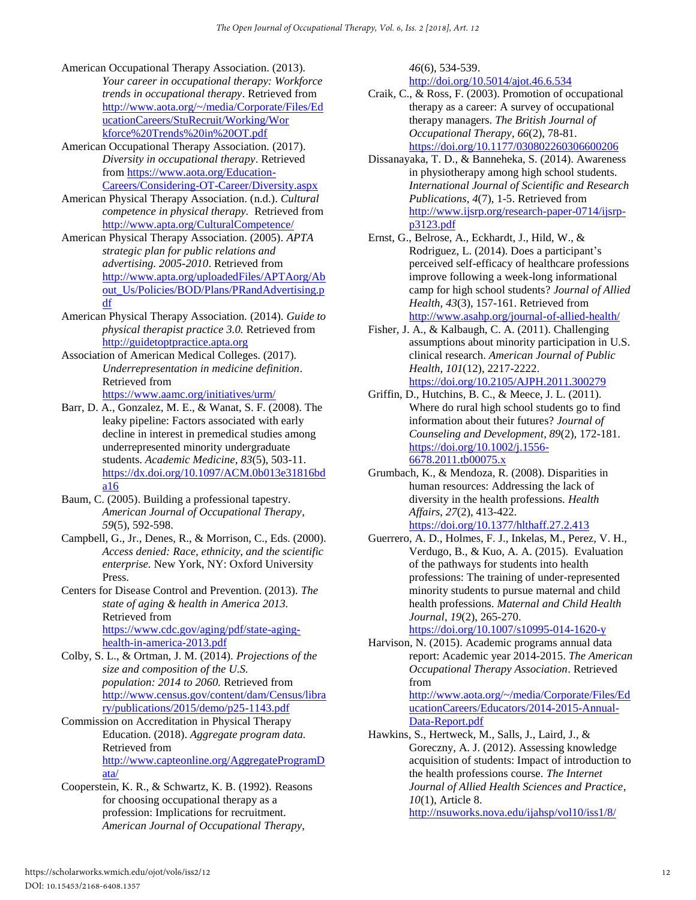American Occupational Therapy Association. (2013). *Your career in occupational therapy: Workforce trends in occupational therapy*. Retrieved from http://www.aota.org/~/media/Corporate/Files/EducationCareers/StuRecruit/Working/Workforce%20Trends%20in%20OT.pdf

American Occupational Therapy Association. (2017). *Diversity in occupational therapy*. Retrieved from https://www.aota.org/Education-Careers/Considering-OT-Career/Diversity.aspx

American Physical Therapy Association. (n.d.). *Cultural competence in physical therapy.* Retrieved from http://www.apta.org/CulturalCompetence/

American Physical Therapy Association. (2005). *APTA strategic plan for public relations and advertising. 2005-2010*. Retrieved from http://www.apta.org/uploadedFiles/APTAorg/About_Us/Policies/BOD/Plans/PRandAdvertising.pdf

American Physical Therapy Association. (2014). *Guide to physical therapist practice 3.0.* Retrieved from http://guidetoptpractice.apta.org

Association of American Medical Colleges. (2017). *Underrepresentation in medicine definition*. Retrieved from https://www.aamc.org/initiatives/urm/

Barr, D. A., Gonzalez, M. E., & Wanat, S. F. (2008). The leaky pipeline: Factors associated with early decline in interest in premedical studies among underrepresented minority undergraduate students. *Academic Medicine*, *83*(5), 503-11. https://dx.doi.org/10.1097/ACM.0b013e31816bda16

Baum, C. (2005). Building a professional tapestry. *American Journal of Occupational Therapy*, *59*(5), 592-598.

Campbell, G., Jr., Denes, R., & Morrison, C., Eds. (2000). *Access denied: Race, ethnicity, and the scientific enterprise.* New York, NY: Oxford University Press.

Centers for Disease Control and Prevention. (2013). *The state of aging & health in America 2013.* Retrieved from https://www.cdc.gov/aging/pdf/state-aging-health-in-america-2013.pdf

Colby, S. L., & Ortman, J. M. (2014). *Projections of the size and composition of the U.S. population: 2014 to 2060.* Retrieved from http://www.census.gov/content/dam/Census/library/publications/2015/demo/p25-1143.pdf

Commission on Accreditation in Physical Therapy Education. (2018). *Aggregate program data.* Retrieved from http://www.capteonline.org/AggregateProgramData/

Cooperstein, K. R., & Schwartz, K. B. (1992). Reasons for choosing occupational therapy as a profession: Implications for recruitment. *American Journal of Occupational Therapy*, *46*(6), 534-539. http://doi.org/10.5014/ajot.46.6.534

Craik, C., & Ross, F. (2003). Promotion of occupational therapy as a career: A survey of occupational therapy managers. *The British Journal of Occupational Therapy*, *66*(2), 78-81. https://doi.org/10.1177/030802260306600206

Dissanayaka, T. D., & Banneheka, S. (2014). Awareness in physiotherapy among high school students. *International Journal of Scientific and Research Publications*, *4*(7), 1-5. Retrieved from http://www.ijsrp.org/research-paper-0714/ijsrp-p3123.pdf

Ernst, G., Belrose, A., Eckhardt, J., Hild, W., & Rodriguez, L. (2014). Does a participant's perceived self-efficacy of healthcare professions improve following a week-long informational camp for high school students? *Journal of Allied Health*, *43*(3), 157-161. Retrieved from http://www.asahp.org/journal-of-allied-health/

Fisher, J. A., & Kalbaugh, C. A. (2011). Challenging assumptions about minority participation in U.S. clinical research. *American Journal of Public Health, 101*(12), 2217-2222. https://doi.org/10.2105/AJPH.2011.300279

Griffin, D., Hutchins, B. C., & Meece, J. L. (2011). Where do rural high school students go to find information about their futures? *Journal of Counseling and Development*, *89*(2), 172-181. https://doi.org/10.1002/j.1556-6678.2011.tb00075.x

Grumbach, K., & Mendoza, R. (2008). Disparities in human resources: Addressing the lack of diversity in the health professions. *Health Affairs*, *27*(2), 413-422. https://doi.org/10.1377/hlthaff.27.2.413

Guerrero, A. D., Holmes, F. J., Inkelas, M., Perez, V. H., Verdugo, B., & Kuo, A. A. (2015). Evaluation of the pathways for students into health professions: The training of under-represented minority students to pursue maternal and child health professions. *Maternal and Child Health Journal*, *19*(2), 265-270. https://doi.org/10.1007/s10995-014-1620-y

Harvison, N. (2015). Academic programs annual data report: Academic year 2014-2015. *The American Occupational Therapy Association*. Retrieved from http://www.aota.org/~/media/Corporate/Files/EducationCareers/Educators/2014-2015-Annual-Data-Report.pdf

Hawkins, S., Hertweck, M., Salls, J., Laird, J., & Goreczny, A. J. (2012). Assessing knowledge acquisition of students: Impact of introduction to the health professions course. *The Internet Journal of Allied Health Sciences and Practice*, *10*(1), Article 8. http://nsuworks.nova.edu/ijahsp/vol10/iss1/8/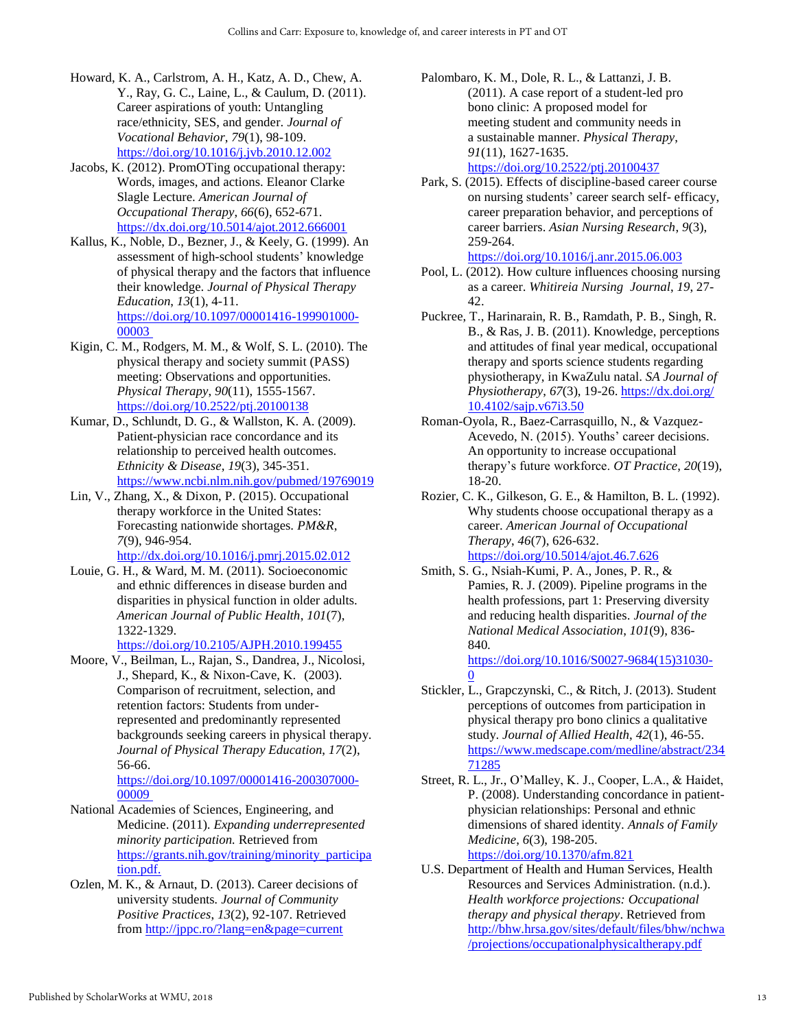Howard, K. A., Carlstrom, A. H., Katz, A. D., Chew, A. Y., Ray, G. C., Laine, L., & Caulum, D. (2011). Career aspirations of youth: Untangling race/ethnicity, SES, and gender. *Journal of Vocational Behavior*, *79*(1), 98-109. https://doi.org/10.1016/j.jvb.2010.12.002

Jacobs, K. (2012). PromOTing occupational therapy: Words, images, and actions. Eleanor Clarke Slagle Lecture. *American Journal of Occupational Therapy*, *66*(6), 652-671. https://dx.doi.org/10.5014/ajot.2012.666001

Kallus, K., Noble, D., Bezner, J., & Keely, G. (1999). An assessment of high-school students' knowledge of physical therapy and the factors that influence their knowledge. *Journal of Physical Therapy Education*, *13*(1), 4-11. https://doi.org/10.1097/00001416-199901000-00003

Kigin, C. M., Rodgers, M. M., & Wolf, S. L. (2010). The physical therapy and society summit (PASS) meeting: Observations and opportunities. *Physical Therapy*, *90*(11), 1555-1567. https://doi.org/10.2522/ptj.20100138

Kumar, D., Schlundt, D. G., & Wallston, K. A. (2009). Patient-physician race concordance and its relationship to perceived health outcomes. *Ethnicity & Disease*, *19*(3), 345-351. https://www.ncbi.nlm.nih.gov/pubmed/19769019

Lin, V., Zhang, X., & Dixon, P. (2015). Occupational therapy workforce in the United States: Forecasting nationwide shortages. *PM&R*, *7*(9), 946-954. http://dx.doi.org/10.1016/j.pmrj.2015.02.012

Louie, G. H., & Ward, M. M. (2011). Socioeconomic and ethnic differences in disease burden and disparities in physical function in older adults. *American Journal of Public Health*, *101*(7), 1322-1329. https://doi.org/10.2105/AJPH.2010.199455

Moore, V., Beilman, L., Rajan, S., Dandrea, J., Nicolosi, J., Shepard, K., & Nixon-Cave, K. (2003). Comparison of recruitment, selection, and retention factors: Students from under-represented and predominantly represented backgrounds seeking careers in physical therapy. *Journal of Physical Therapy Education*, *17*(2), 56-66. https://doi.org/10.1097/00001416-200307000-00009

National Academies of Sciences, Engineering, and Medicine. (2011). *Expanding underrepresented minority participation.* Retrieved from https://grants.nih.gov/training/minority_participation.pdf.

Ozlen, M. K., & Arnaut, D. (2013). Career decisions of university students. *Journal of Community Positive Practices*, *13*(2), 92-107. Retrieved from http://jppc.ro/?lang=en&page=current

Palombaro, K. M., Dole, R. L., & Lattanzi, J. B. (2011). A case report of a student-led pro bono clinic: A proposed model for meeting student and community needs in a sustainable manner. *Physical Therapy*, *91*(11), 1627-1635. https://doi.org/10.2522/ptj.20100437

Park, S. (2015). Effects of discipline-based career course on nursing students' career search self- efficacy, career preparation behavior, and perceptions of career barriers. *Asian Nursing Research*, *9*(3), 259-264. https://doi.org/10.1016/j.anr.2015.06.003

Pool, L. (2012). How culture influences choosing nursing as a career. *Whitireia Nursing Journal*, *19*, 27-42.

Puckree, T., Harinarain, R. B., Ramdath, P. B., Singh, R. B., & Ras, J. B. (2011). Knowledge, perceptions and attitudes of final year medical, occupational therapy and sports science students regarding physiotherapy, in KwaZulu natal. *SA Journal of Physiotherapy*, *67*(3), 19-26. https://dx.doi.org/10.4102/sajp.v67i3.50

Roman-Oyola, R., Baez-Carrasquillo, N., & Vazquez-Acevedo, N. (2015). Youths' career decisions. An opportunity to increase occupational therapy's future workforce. *OT Practice*, *20*(19), 18-20.

Rozier, C. K., Gilkeson, G. E., & Hamilton, B. L. (1992). Why students choose occupational therapy as a career. *American Journal of Occupational Therapy*, *46*(7), 626-632. https://doi.org/10.5014/ajot.46.7.626

Smith, S. G., Nsiah-Kumi, P. A., Jones, P. R., & Pamies, R. J. (2009). Pipeline programs in the health professions, part 1: Preserving diversity and reducing health disparities. *Journal of the National Medical Association*, *101*(9), 836-840. https://doi.org/10.1016/S0027-9684(15)31030-0

Stickler, L., Grapczynski, C., & Ritch, J. (2013). Student perceptions of outcomes from participation in physical therapy pro bono clinics a qualitative study. *Journal of Allied Health*, *42*(1), 46-55. https://www.medscape.com/medline/abstract/23471285

Street, R. L., Jr., O'Malley, K. J., Cooper, L.A., & Haidet, P. (2008). Understanding concordance in patient-physician relationships: Personal and ethnic dimensions of shared identity. *Annals of Family Medicine*, *6*(3), 198-205. https://doi.org/10.1370/afm.821

U.S. Department of Health and Human Services, Health Resources and Services Administration. (n.d.). *Health workforce projections: Occupational therapy and physical therapy*. Retrieved from http://bhw.hrsa.gov/sites/default/files/bhw/nchwa/projections/occupationalphysicaltherapy.pdf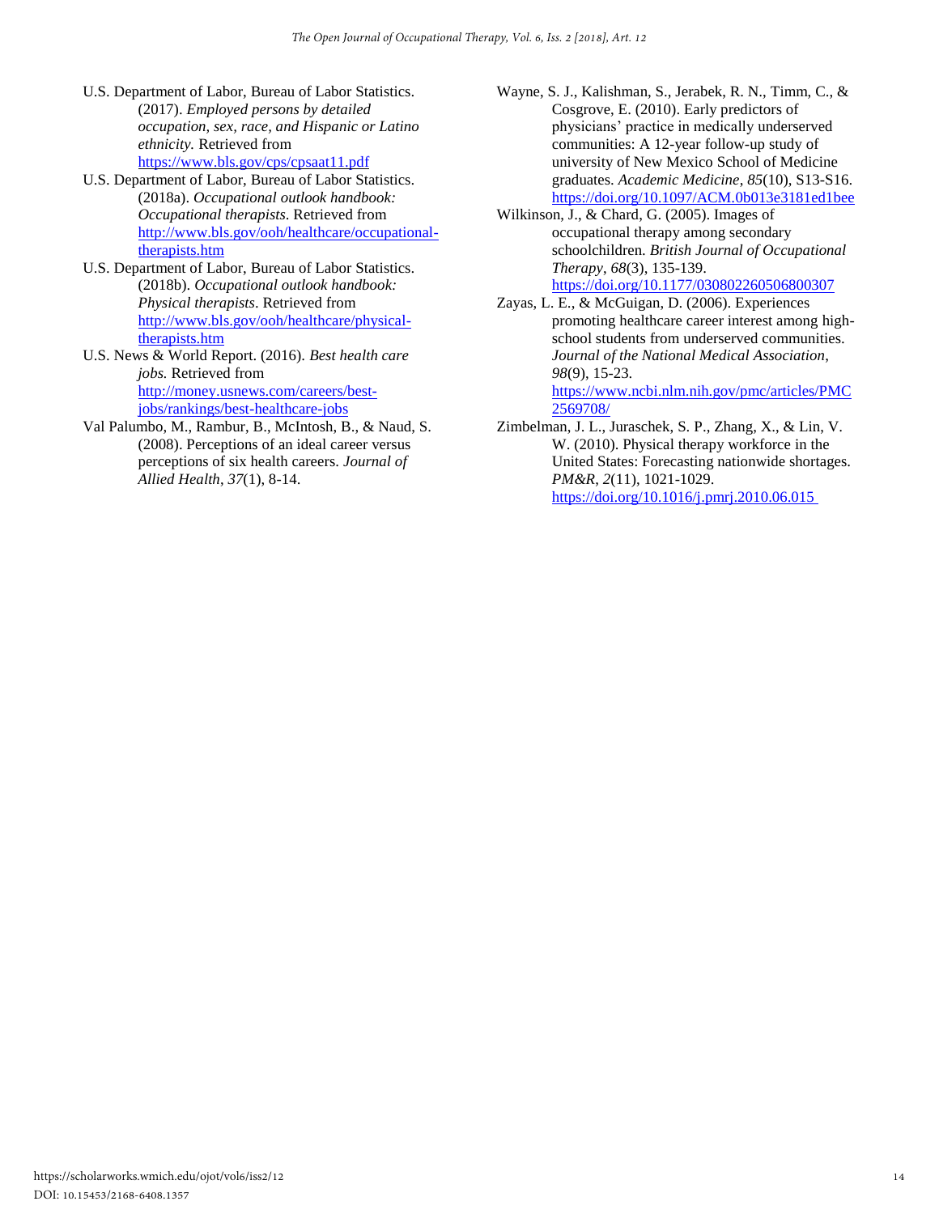U.S. Department of Labor, Bureau of Labor Statistics. (2017). *Employed persons by detailed occupation, sex, race, and Hispanic or Latino ethnicity.* Retrieved from https://www.bls.gov/cps/cpsaat11.pdf

U.S. Department of Labor, Bureau of Labor Statistics. (2018a). *Occupational outlook handbook: Occupational therapists*. Retrieved from http://www.bls.gov/ooh/healthcare/occupational-therapists.htm

U.S. Department of Labor, Bureau of Labor Statistics. (2018b). *Occupational outlook handbook: Physical therapists*. Retrieved from http://www.bls.gov/ooh/healthcare/physical-therapists.htm

U.S. News & World Report. (2016). *Best health care jobs.* Retrieved from http://money.usnews.com/careers/best-jobs/rankings/best-healthcare-jobs

Val Palumbo, M., Rambur, B., McIntosh, B., & Naud, S. (2008). Perceptions of an ideal career versus perceptions of six health careers. *Journal of Allied Health*, *37*(1), 8-14.

Wayne, S. J., Kalishman, S., Jerabek, R. N., Timm, C., & Cosgrove, E. (2010). Early predictors of physicians' practice in medically underserved communities: A 12-year follow-up study of university of New Mexico School of Medicine graduates. *Academic Medicine*, *85*(10), S13-S16. https://doi.org/10.1097/ACM.0b013e3181ed1bee

Wilkinson, J., & Chard, G. (2005). Images of occupational therapy among secondary schoolchildren. *British Journal of Occupational Therapy*, *68*(3), 135-139. https://doi.org/10.1177/030802260506800307

Zayas, L. E., & McGuigan, D. (2006). Experiences promoting healthcare career interest among high-school students from underserved communities. *Journal of the National Medical Association*, *98*(9), 15-23. https://www.ncbi.nlm.nih.gov/pmc/articles/PMC2569708/

Zimbelman, J. L., Juraschek, S. P., Zhang, X., & Lin, V. W. (2010). Physical therapy workforce in the United States: Forecasting nationwide shortages. *PM&R*, *2*(11), 1021-1029. https://doi.org/10.1016/j.pmrj.2010.06.015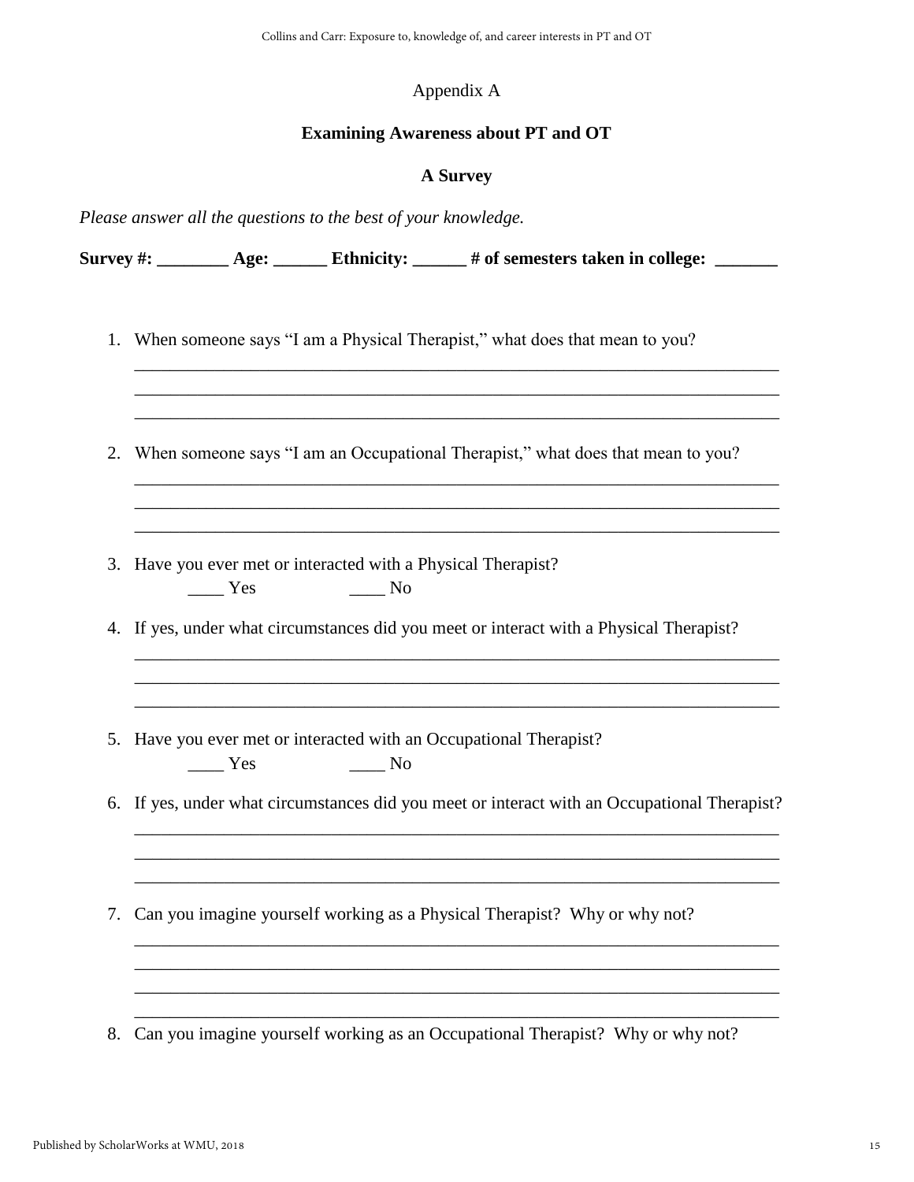Appendix A

## Examining Awareness about PT and OT

### A Survey

*Please answer all the questions to the best of your knowledge.*

**Survey #: ________ Age: ______ Ethnicity: ______ # of semesters taken in college: _______**

1. When someone says "I am a Physical Therapist," what does that mean to you?
   ______________________________________________________________________
   ______________________________________________________________________
   ______________________________________________________________________

2. When someone says "I am an Occupational Therapist," what does that mean to you?
   ______________________________________________________________________
   ______________________________________________________________________
   ______________________________________________________________________

3. Have you ever met or interacted with a Physical Therapist?
   ____ Yes ____ No

4. If yes, under what circumstances did you meet or interact with a Physical Therapist?
   ______________________________________________________________________
   ______________________________________________________________________
   ______________________________________________________________________

5. Have you ever met or interacted with an Occupational Therapist?
   ____ Yes ____ No

6. If yes, under what circumstances did you meet or interact with an Occupational Therapist?
   ______________________________________________________________________
   ______________________________________________________________________
   ______________________________________________________________________

7. Can you imagine yourself working as a Physical Therapist? Why or why not?
   ______________________________________________________________________
   ______________________________________________________________________
   ______________________________________________________________________
   ______________________________________________________________________

8. Can you imagine yourself working as an Occupational Therapist? Why or why not?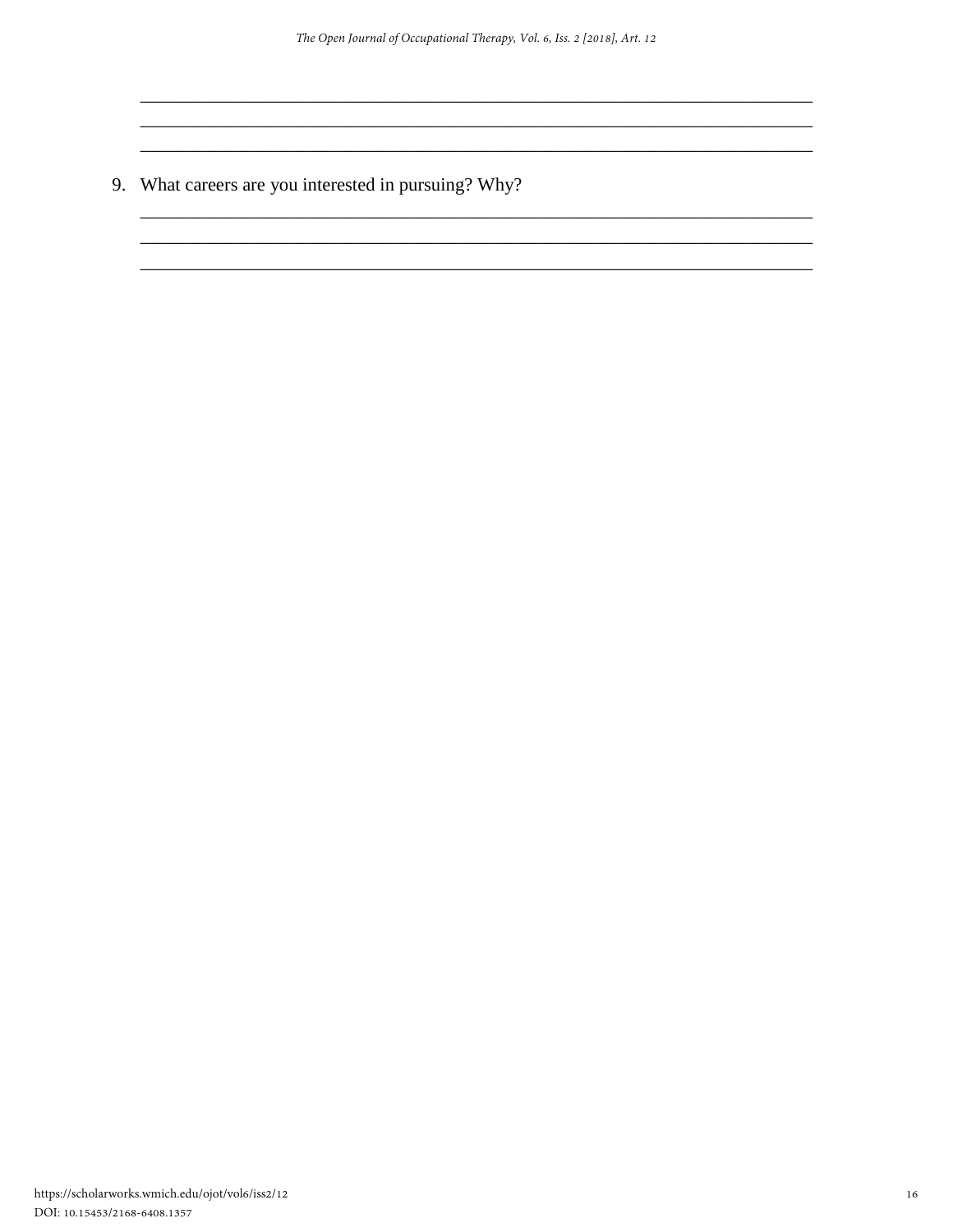\_\_\_\_\_\_\_\_\_\_\_\_\_\_\_\_\_\_\_\_\_\_\_\_\_\_\_\_\_\_\_\_\_\_\_\_\_\_\_\_\_\_\_\_\_\_\_\_\_\_\_\_\_\_\_\_\_\_\_\_\_\_\_\_\_\_\_\_\_\_\_\_
\_\_\_\_\_\_\_\_\_\_\_\_\_\_\_\_\_\_\_\_\_\_\_\_\_\_\_\_\_\_\_\_\_\_\_\_\_\_\_\_\_\_\_\_\_\_\_\_\_\_\_\_\_\_\_\_\_\_\_\_\_\_\_\_\_\_\_\_\_\_\_\_
\_\_\_\_\_\_\_\_\_\_\_\_\_\_\_\_\_\_\_\_\_\_\_\_\_\_\_\_\_\_\_\_\_\_\_\_\_\_\_\_\_\_\_\_\_\_\_\_\_\_\_\_\_\_\_\_\_\_\_\_\_\_\_\_\_\_\_\_\_\_\_\_

9. What careers are you interested in pursuing? Why?

\_\_\_\_\_\_\_\_\_\_\_\_\_\_\_\_\_\_\_\_\_\_\_\_\_\_\_\_\_\_\_\_\_\_\_\_\_\_\_\_\_\_\_\_\_\_\_\_\_\_\_\_\_\_\_\_\_\_\_\_\_\_\_\_\_\_\_\_\_\_\_\_
\_\_\_\_\_\_\_\_\_\_\_\_\_\_\_\_\_\_\_\_\_\_\_\_\_\_\_\_\_\_\_\_\_\_\_\_\_\_\_\_\_\_\_\_\_\_\_\_\_\_\_\_\_\_\_\_\_\_\_\_\_\_\_\_\_\_\_\_\_\_\_\_
\_\_\_\_\_\_\_\_\_\_\_\_\_\_\_\_\_\_\_\_\_\_\_\_\_\_\_\_\_\_\_\_\_\_\_\_\_\_\_\_\_\_\_\_\_\_\_\_\_\_\_\_\_\_\_\_\_\_\_\_\_\_\_\_\_\_\_\_\_\_\_\_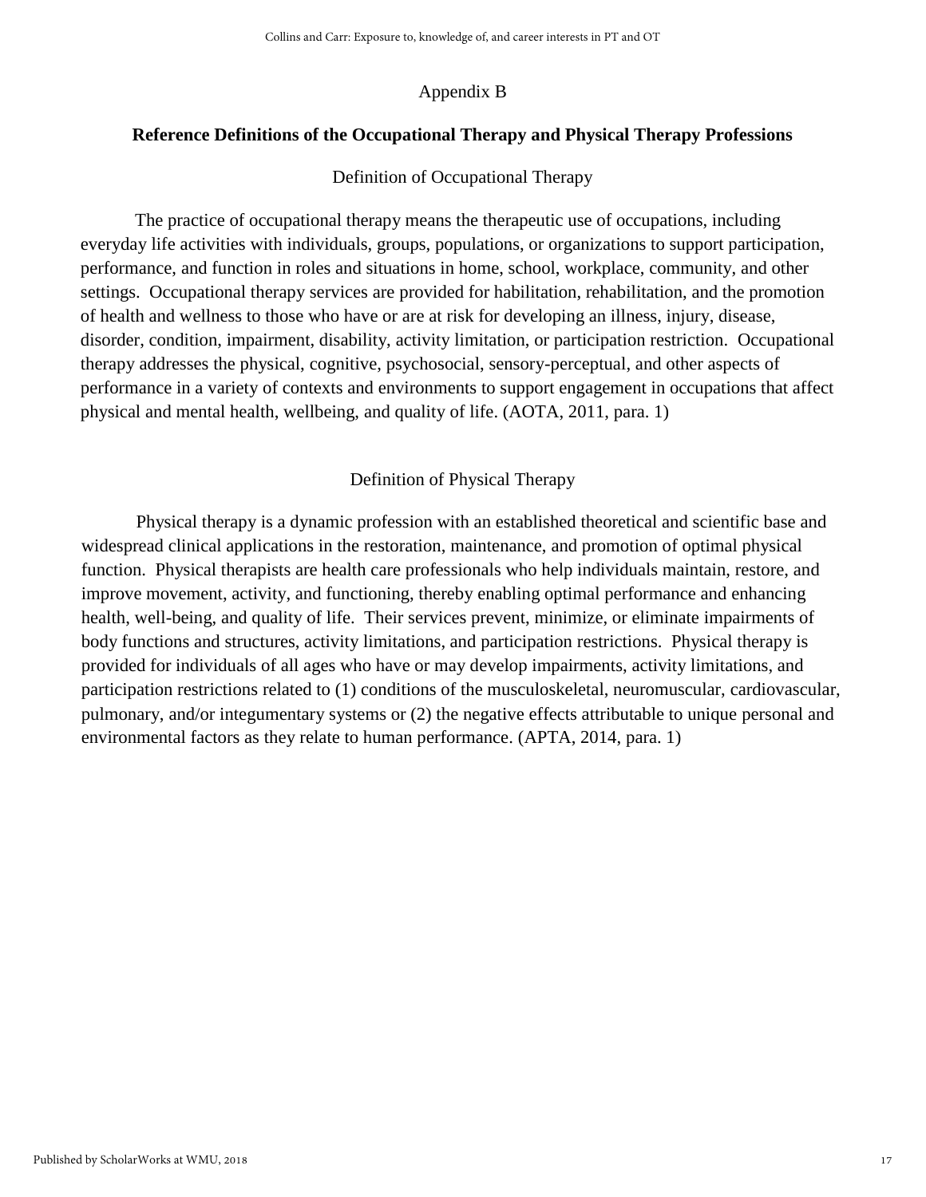# Appendix B

## Reference Definitions of the Occupational Therapy and Physical Therapy Professions

### Definition of Occupational Therapy

The practice of occupational therapy means the therapeutic use of occupations, including everyday life activities with individuals, groups, populations, or organizations to support participation, performance, and function in roles and situations in home, school, workplace, community, and other settings. Occupational therapy services are provided for habilitation, rehabilitation, and the promotion of health and wellness to those who have or are at risk for developing an illness, injury, disease, disorder, condition, impairment, disability, activity limitation, or participation restriction. Occupational therapy addresses the physical, cognitive, psychosocial, sensory-perceptual, and other aspects of performance in a variety of contexts and environments to support engagement in occupations that affect physical and mental health, wellbeing, and quality of life. (AOTA, 2011, para. 1)

### Definition of Physical Therapy

Physical therapy is a dynamic profession with an established theoretical and scientific base and widespread clinical applications in the restoration, maintenance, and promotion of optimal physical function. Physical therapists are health care professionals who help individuals maintain, restore, and improve movement, activity, and functioning, thereby enabling optimal performance and enhancing health, well-being, and quality of life. Their services prevent, minimize, or eliminate impairments of body functions and structures, activity limitations, and participation restrictions. Physical therapy is provided for individuals of all ages who have or may develop impairments, activity limitations, and participation restrictions related to (1) conditions of the musculoskeletal, neuromuscular, cardiovascular, pulmonary, and/or integumentary systems or (2) the negative effects attributable to unique personal and environmental factors as they relate to human performance. (APTA, 2014, para. 1)